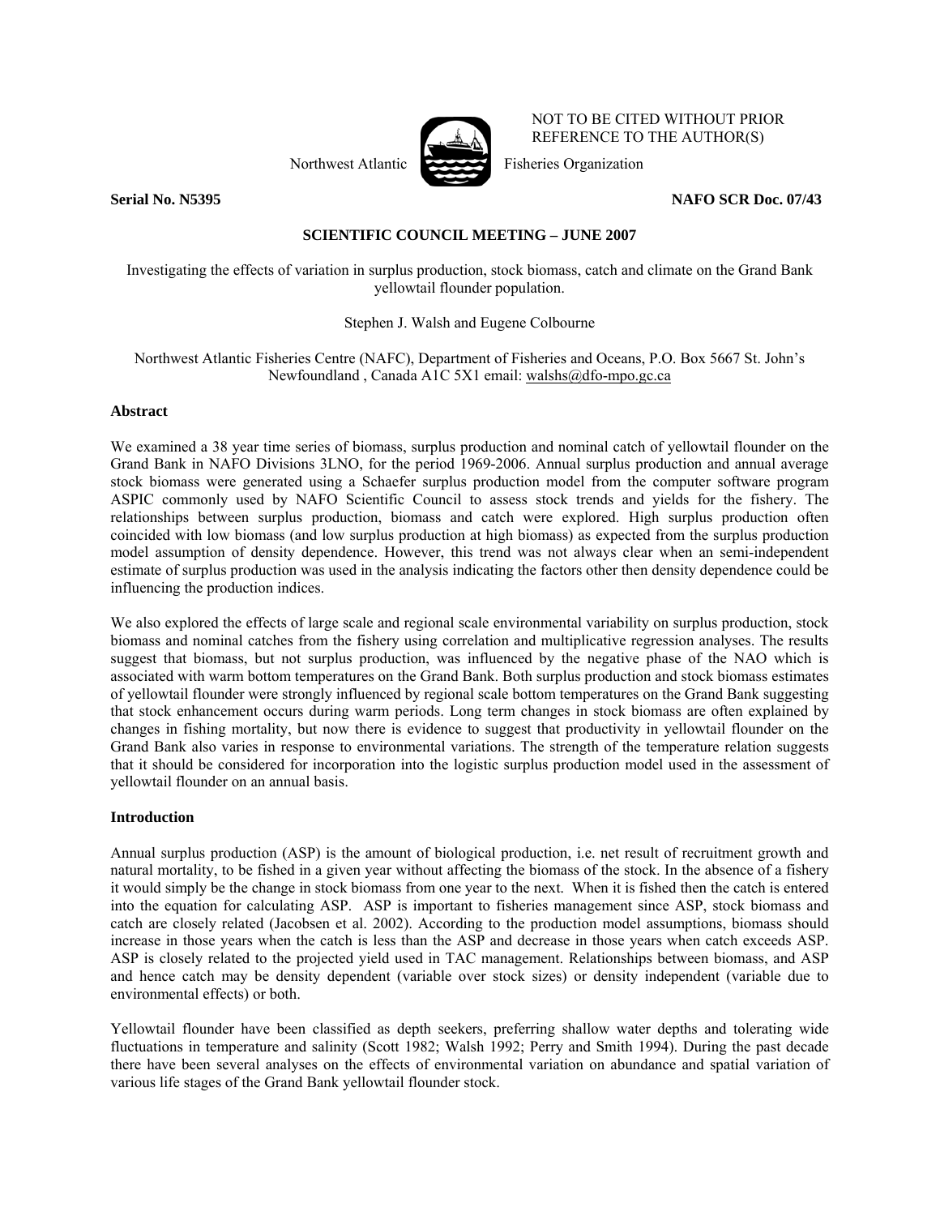NOT TO BE CITED WITHOUT PRIOR REFERENCE TO THE AUTHOR(S)

Northwest Atlantic Fisheries Organization

**Serial No. N5395** **NAFO SCR Doc. 07/43**

**SCIENTIFIC COUNCIL MEETING – JUNE 2007**

Investigating the effects of variation in surplus production, stock biomass, catch and climate on the Grand Bank yellowtail flounder population.

Stephen J. Walsh and Eugene Colbourne

Northwest Atlantic Fisheries Centre (NAFC), Department of Fisheries and Oceans, P.O. Box 5667 St. John's Newfoundland , Canada A1C 5X1 email: walshs@dfo-mpo.gc.ca

### Abstract

We examined a 38 year time series of biomass, surplus production and nominal catch of yellowtail flounder on the Grand Bank in NAFO Divisions 3LNO, for the period 1969-2006. Annual surplus production and annual average stock biomass were generated using a Schaefer surplus production model from the computer software program ASPIC commonly used by NAFO Scientific Council to assess stock trends and yields for the fishery. The relationships between surplus production, biomass and catch were explored. High surplus production often coincided with low biomass (and low surplus production at high biomass) as expected from the surplus production model assumption of density dependence. However, this trend was not always clear when an semi-independent estimate of surplus production was used in the analysis indicating the factors other then density dependence could be influencing the production indices.

We also explored the effects of large scale and regional scale environmental variability on surplus production, stock biomass and nominal catches from the fishery using correlation and multiplicative regression analyses. The results suggest that biomass, but not surplus production, was influenced by the negative phase of the NAO which is associated with warm bottom temperatures on the Grand Bank. Both surplus production and stock biomass estimates of yellowtail flounder were strongly influenced by regional scale bottom temperatures on the Grand Bank suggesting that stock enhancement occurs during warm periods. Long term changes in stock biomass are often explained by changes in fishing mortality, but now there is evidence to suggest that productivity in yellowtail flounder on the Grand Bank also varies in response to environmental variations. The strength of the temperature relation suggests that it should be considered for incorporation into the logistic surplus production model used in the assessment of yellowtail flounder on an annual basis.

### Introduction

Annual surplus production (ASP) is the amount of biological production, i.e. net result of recruitment growth and natural mortality, to be fished in a given year without affecting the biomass of the stock. In the absence of a fishery it would simply be the change in stock biomass from one year to the next. When it is fished then the catch is entered into the equation for calculating ASP. ASP is important to fisheries management since ASP, stock biomass and catch are closely related (Jacobsen et al. 2002). According to the production model assumptions, biomass should increase in those years when the catch is less than the ASP and decrease in those years when catch exceeds ASP. ASP is closely related to the projected yield used in TAC management. Relationships between biomass, and ASP and hence catch may be density dependent (variable over stock sizes) or density independent (variable due to environmental effects) or both.

Yellowtail flounder have been classified as depth seekers, preferring shallow water depths and tolerating wide fluctuations in temperature and salinity (Scott 1982; Walsh 1992; Perry and Smith 1994). During the past decade there have been several analyses on the effects of environmental variation on abundance and spatial variation of various life stages of the Grand Bank yellowtail flounder stock.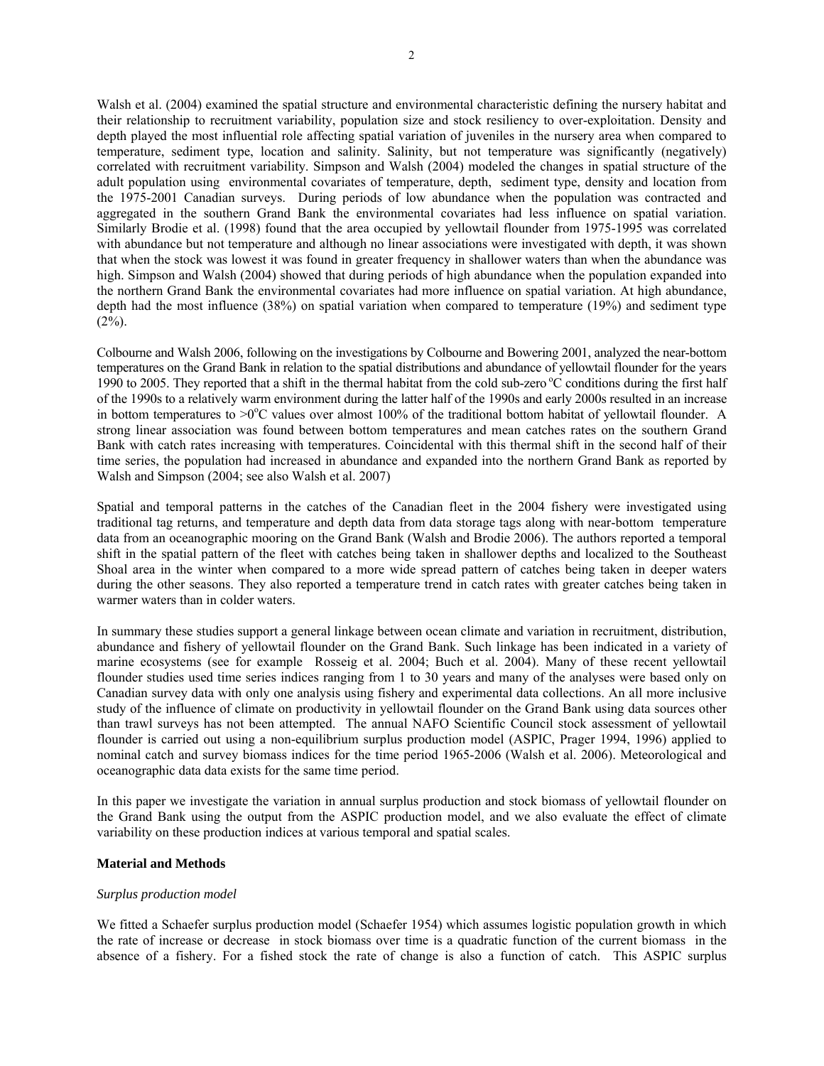Walsh et al. (2004) examined the spatial structure and environmental characteristic defining the nursery habitat and their relationship to recruitment variability, population size and stock resiliency to over-exploitation. Density and depth played the most influential role affecting spatial variation of juveniles in the nursery area when compared to temperature, sediment type, location and salinity. Salinity, but not temperature was significantly (negatively) correlated with recruitment variability. Simpson and Walsh (2004) modeled the changes in spatial structure of the adult population using environmental covariates of temperature, depth, sediment type, density and location from the 1975-2001 Canadian surveys. During periods of low abundance when the population was contracted and aggregated in the southern Grand Bank the environmental covariates had less influence on spatial variation. Similarly Brodie et al. (1998) found that the area occupied by yellowtail flounder from 1975-1995 was correlated with abundance but not temperature and although no linear associations were investigated with depth, it was shown that when the stock was lowest it was found in greater frequency in shallower waters than when the abundance was high. Simpson and Walsh (2004) showed that during periods of high abundance when the population expanded into the northern Grand Bank the environmental covariates had more influence on spatial variation. At high abundance, depth had the most influence (38%) on spatial variation when compared to temperature (19%) and sediment type (2%).

Colbourne and Walsh 2006, following on the investigations by Colbourne and Bowering 2001, analyzed the near-bottom temperatures on the Grand Bank in relation to the spatial distributions and abundance of yellowtail flounder for the years 1990 to 2005. They reported that a shift in the thermal habitat from the cold sub-zero $^{o}$C conditions during the first half of the 1990s to a relatively warm environment during the latter half of the 1990s and early 2000s resulted in an increase in bottom temperatures to >0$^{o}$C values over almost 100% of the traditional bottom habitat of yellowtail flounder. A strong linear association was found between bottom temperatures and mean catches rates on the southern Grand Bank with catch rates increasing with temperatures. Coincidental with this thermal shift in the second half of their time series, the population had increased in abundance and expanded into the northern Grand Bank as reported by Walsh and Simpson (2004; see also Walsh et al. 2007)

Spatial and temporal patterns in the catches of the Canadian fleet in the 2004 fishery were investigated using traditional tag returns, and temperature and depth data from data storage tags along with near-bottom temperature data from an oceanographic mooring on the Grand Bank (Walsh and Brodie 2006). The authors reported a temporal shift in the spatial pattern of the fleet with catches being taken in shallower depths and localized to the Southeast Shoal area in the winter when compared to a more wide spread pattern of catches being taken in deeper waters during the other seasons. They also reported a temperature trend in catch rates with greater catches being taken in warmer waters than in colder waters.

In summary these studies support a general linkage between ocean climate and variation in recruitment, distribution, abundance and fishery of yellowtail flounder on the Grand Bank. Such linkage has been indicated in a variety of marine ecosystems (see for example Rosseig et al. 2004; Buch et al. 2004). Many of these recent yellowtail flounder studies used time series indices ranging from 1 to 30 years and many of the analyses were based only on Canadian survey data with only one analysis using fishery and experimental data collections. An all more inclusive study of the influence of climate on productivity in yellowtail flounder on the Grand Bank using data sources other than trawl surveys has not been attempted. The annual NAFO Scientific Council stock assessment of yellowtail flounder is carried out using a non-equilibrium surplus production model (ASPIC, Prager 1994, 1996) applied to nominal catch and survey biomass indices for the time period 1965-2006 (Walsh et al. 2006). Meteorological and oceanographic data data exists for the same time period.

In this paper we investigate the variation in annual surplus production and stock biomass of yellowtail flounder on the Grand Bank using the output from the ASPIC production model, and we also evaluate the effect of climate variability on these production indices at various temporal and spatial scales.

## Material and Methods

### *Surplus production model*

We fitted a Schaefer surplus production model (Schaefer 1954) which assumes logistic population growth in which the rate of increase or decrease in stock biomass over time is a quadratic function of the current biomass in the absence of a fishery. For a fished stock the rate of change is also a function of catch. This ASPIC surplus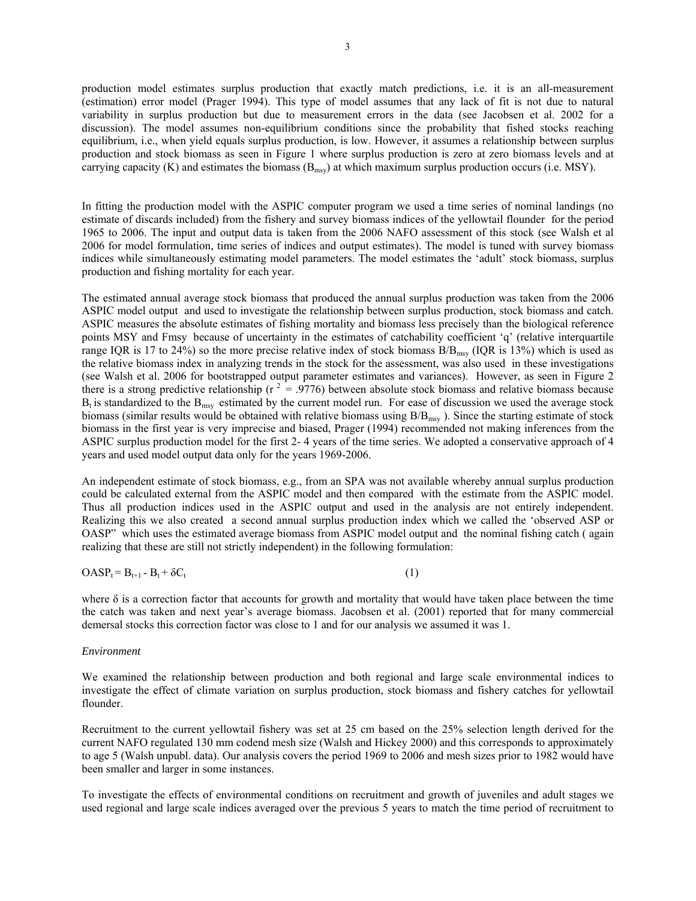production model estimates surplus production that exactly match predictions, i.e. it is an all-measurement (estimation) error model (Prager 1994). This type of model assumes that any lack of fit is not due to natural variability in surplus production but due to measurement errors in the data (see Jacobsen et al. 2002 for a discussion). The model assumes non-equilibrium conditions since the probability that fished stocks reaching equilibrium, i.e., when yield equals surplus production, is low. However, it assumes a relationship between surplus production and stock biomass as seen in Figure 1 where surplus production is zero at zero biomass levels and at carrying capacity (K) and estimates the biomass ($B_{msy}$) at which maximum surplus production occurs (i.e. MSY).

In fitting the production model with the ASPIC computer program we used a time series of nominal landings (no estimate of discards included) from the fishery and survey biomass indices of the yellowtail flounder for the period 1965 to 2006. The input and output data is taken from the 2006 NAFO assessment of this stock (see Walsh et al 2006 for model formulation, time series of indices and output estimates). The model is tuned with survey biomass indices while simultaneously estimating model parameters. The model estimates the 'adult' stock biomass, surplus production and fishing mortality for each year.

The estimated annual average stock biomass that produced the annual surplus production was taken from the 2006 ASPIC model output and used to investigate the relationship between surplus production, stock biomass and catch. ASPIC measures the absolute estimates of fishing mortality and biomass less precisely than the biological reference points MSY and Fmsy because of uncertainty in the estimates of catchability coefficient 'q' (relative interquartile range IQR is 17 to 24%) so the more precise relative index of stock biomass $B/B_{msy}$ (IQR is 13%) which is used as the relative biomass index in analyzing trends in the stock for the assessment, was also used in these investigations (see Walsh et al. 2006 for bootstrapped output parameter estimates and variances). However, as seen in Figure 2 there is a strong predictive relationship ($r^2 = .9776$) between absolute stock biomass and relative biomass because $B_t$ is standardized to the $B_{msy}$ estimated by the current model run. For ease of discussion we used the average stock biomass (similar results would be obtained with relative biomass using $B/B_{msy}$ ). Since the starting estimate of stock biomass in the first year is very imprecise and biased, Prager (1994) recommended not making inferences from the ASPIC surplus production model for the first 2- 4 years of the time series. We adopted a conservative approach of 4 years and used model output data only for the years 1969-2006.

An independent estimate of stock biomass, e.g., from an SPA was not available whereby annual surplus production could be calculated external from the ASPIC model and then compared with the estimate from the ASPIC model. Thus all production indices used in the ASPIC output and used in the analysis are not entirely independent. Realizing this we also created a second annual surplus production index which we called the 'observed ASP or OASP" which uses the estimated average biomass from ASPIC model output and the nominal fishing catch ( again realizing that these are still not strictly independent) in the following formulation:

$$OASP_t = B_{t+1} - B_t + \delta C_t \qquad (1)$$

where δ is a correction factor that accounts for growth and mortality that would have taken place between the time the catch was taken and next year's average biomass. Jacobsen et al. (2001) reported that for many commercial demersal stocks this correction factor was close to 1 and for our analysis we assumed it was 1.

*Environment*

We examined the relationship between production and both regional and large scale environmental indices to investigate the effect of climate variation on surplus production, stock biomass and fishery catches for yellowtail flounder.

Recruitment to the current yellowtail fishery was set at 25 cm based on the 25% selection length derived for the current NAFO regulated 130 mm codend mesh size (Walsh and Hickey 2000) and this corresponds to approximately to age 5 (Walsh unpubl. data). Our analysis covers the period 1969 to 2006 and mesh sizes prior to 1982 would have been smaller and larger in some instances.

To investigate the effects of environmental conditions on recruitment and growth of juveniles and adult stages we used regional and large scale indices averaged over the previous 5 years to match the time period of recruitment to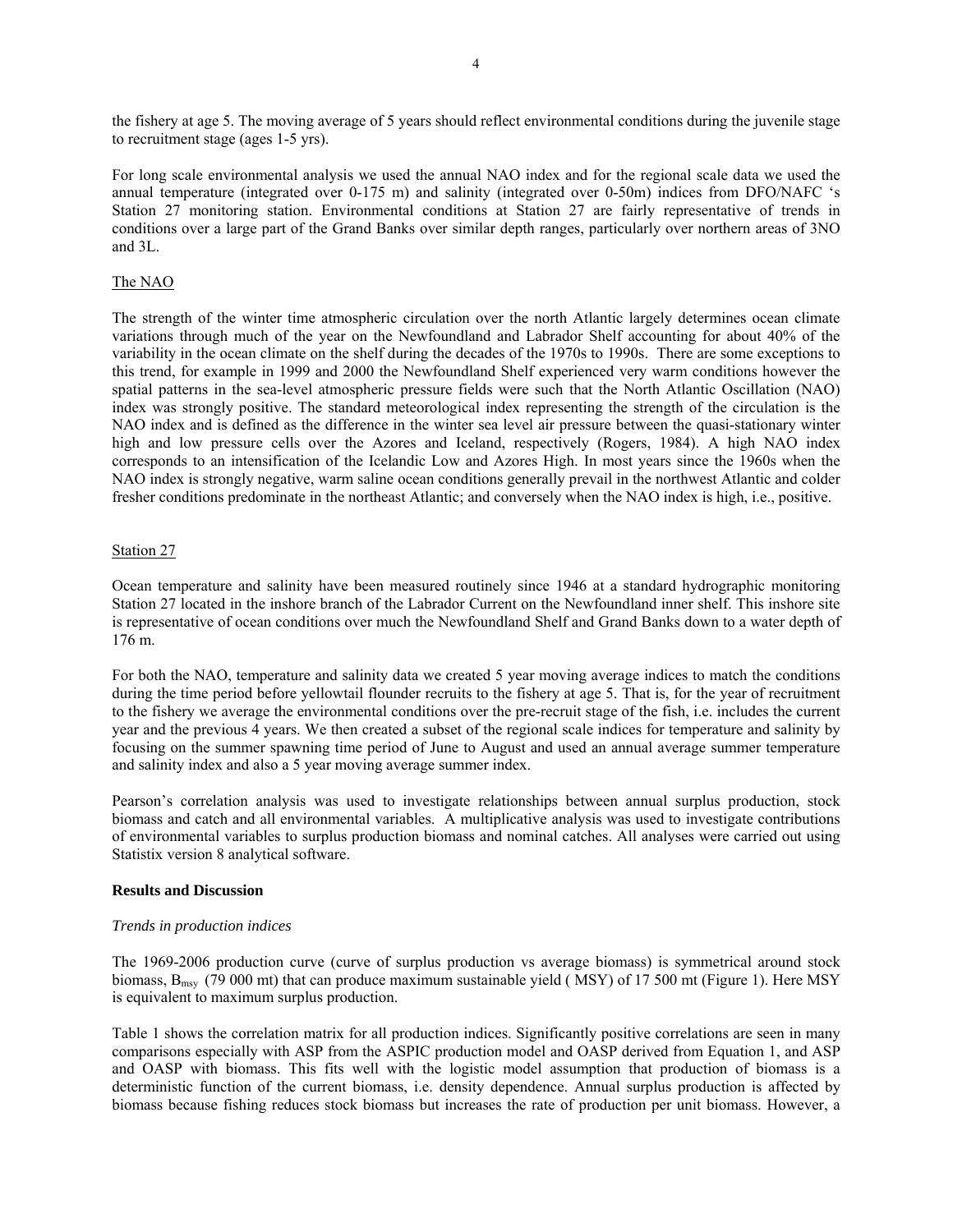the fishery at age 5. The moving average of 5 years should reflect environmental conditions during the juvenile stage to recruitment stage (ages 1-5 yrs).

For long scale environmental analysis we used the annual NAO index and for the regional scale data we used the annual temperature (integrated over 0-175 m) and salinity (integrated over 0-50m) indices from DFO/NAFC 's Station 27 monitoring station. Environmental conditions at Station 27 are fairly representative of trends in conditions over a large part of the Grand Banks over similar depth ranges, particularly over northern areas of 3NO and 3L.

## The NAO

The strength of the winter time atmospheric circulation over the north Atlantic largely determines ocean climate variations through much of the year on the Newfoundland and Labrador Shelf accounting for about 40% of the variability in the ocean climate on the shelf during the decades of the 1970s to 1990s. There are some exceptions to this trend, for example in 1999 and 2000 the Newfoundland Shelf experienced very warm conditions however the spatial patterns in the sea-level atmospheric pressure fields were such that the North Atlantic Oscillation (NAO) index was strongly positive. The standard meteorological index representing the strength of the circulation is the NAO index and is defined as the difference in the winter sea level air pressure between the quasi-stationary winter high and low pressure cells over the Azores and Iceland, respectively (Rogers, 1984). A high NAO index corresponds to an intensification of the Icelandic Low and Azores High. In most years since the 1960s when the NAO index is strongly negative, warm saline ocean conditions generally prevail in the northwest Atlantic and colder fresher conditions predominate in the northeast Atlantic; and conversely when the NAO index is high, i.e., positive.

## Station 27

Ocean temperature and salinity have been measured routinely since 1946 at a standard hydrographic monitoring Station 27 located in the inshore branch of the Labrador Current on the Newfoundland inner shelf. This inshore site is representative of ocean conditions over much the Newfoundland Shelf and Grand Banks down to a water depth of 176 m.

For both the NAO, temperature and salinity data we created 5 year moving average indices to match the conditions during the time period before yellowtail flounder recruits to the fishery at age 5. That is, for the year of recruitment to the fishery we average the environmental conditions over the pre-recruit stage of the fish, i.e. includes the current year and the previous 4 years. We then created a subset of the regional scale indices for temperature and salinity by focusing on the summer spawning time period of June to August and used an annual average summer temperature and salinity index and also a 5 year moving average summer index.

Pearson's correlation analysis was used to investigate relationships between annual surplus production, stock biomass and catch and all environmental variables. A multiplicative analysis was used to investigate contributions of environmental variables to surplus production biomass and nominal catches. All analyses were carried out using Statistix version 8 analytical software.

## Results and Discussion

### *Trends in production indices*

The 1969-2006 production curve (curve of surplus production vs average biomass) is symmetrical around stock biomass, $B_{msy}$ (79 000 mt) that can produce maximum sustainable yield ( MSY) of 17 500 mt (Figure 1). Here MSY is equivalent to maximum surplus production.

Table 1 shows the correlation matrix for all production indices. Significantly positive correlations are seen in many comparisons especially with ASP from the ASPIC production model and OASP derived from Equation 1, and ASP and OASP with biomass. This fits well with the logistic model assumption that production of biomass is a deterministic function of the current biomass, i.e. density dependence. Annual surplus production is affected by biomass because fishing reduces stock biomass but increases the rate of production per unit biomass. However, a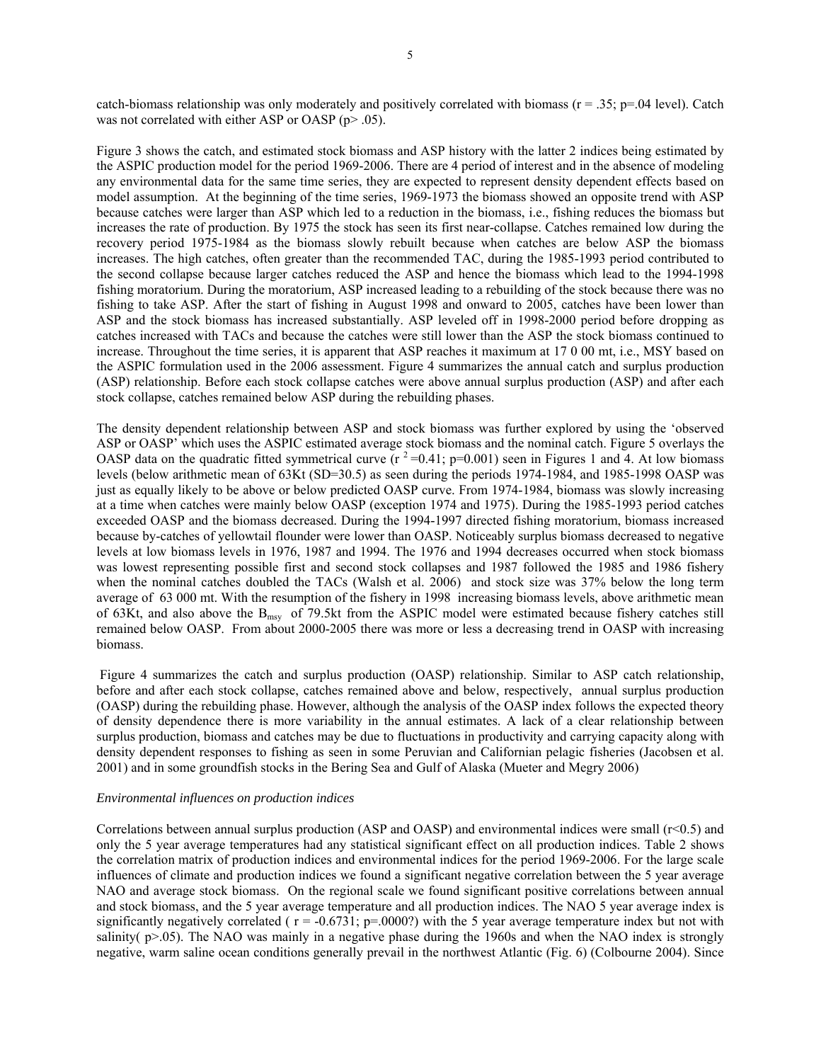catch-biomass relationship was only moderately and positively correlated with biomass ($r = .35$; $p=.04$ level). Catch was not correlated with either ASP or OASP ($p> .05$).

Figure 3 shows the catch, and estimated stock biomass and ASP history with the latter 2 indices being estimated by the ASPIC production model for the period 1969-2006. There are 4 period of interest and in the absence of modeling any environmental data for the same time series, they are expected to represent density dependent effects based on model assumption. At the beginning of the time series, 1969-1973 the biomass showed an opposite trend with ASP because catches were larger than ASP which led to a reduction in the biomass, i.e., fishing reduces the biomass but increases the rate of production. By 1975 the stock has seen its first near-collapse. Catches remained low during the recovery period 1975-1984 as the biomass slowly rebuilt because when catches are below ASP the biomass increases. The high catches, often greater than the recommended TAC, during the 1985-1993 period contributed to the second collapse because larger catches reduced the ASP and hence the biomass which lead to the 1994-1998 fishing moratorium. During the moratorium, ASP increased leading to a rebuilding of the stock because there was no fishing to take ASP. After the start of fishing in August 1998 and onward to 2005, catches have been lower than ASP and the stock biomass has increased substantially. ASP leveled off in 1998-2000 period before dropping as catches increased with TACs and because the catches were still lower than the ASP the stock biomass continued to increase. Throughout the time series, it is apparent that ASP reaches it maximum at 17 0 00 mt, i.e., MSY based on the ASPIC formulation used in the 2006 assessment. Figure 4 summarizes the annual catch and surplus production (ASP) relationship. Before each stock collapse catches were above annual surplus production (ASP) and after each stock collapse, catches remained below ASP during the rebuilding phases.

The density dependent relationship between ASP and stock biomass was further explored by using the 'observed ASP or OASP' which uses the ASPIC estimated average stock biomass and the nominal catch. Figure 5 overlays the OASP data on the quadratic fitted symmetrical curve ($r^2=0.41$; $p=0.001$) seen in Figures 1 and 4. At low biomass levels (below arithmetic mean of 63Kt (SD=30.5) as seen during the periods 1974-1984, and 1985-1998 OASP was just as equally likely to be above or below predicted OASP curve. From 1974-1984, biomass was slowly increasing at a time when catches were mainly below OASP (exception 1974 and 1975). During the 1985-1993 period catches exceeded OASP and the biomass decreased. During the 1994-1997 directed fishing moratorium, biomass increased because by-catches of yellowtail flounder were lower than OASP. Noticeably surplus biomass decreased to negative levels at low biomass levels in 1976, 1987 and 1994. The 1976 and 1994 decreases occurred when stock biomass was lowest representing possible first and second stock collapses and 1987 followed the 1985 and 1986 fishery when the nominal catches doubled the TACs (Walsh et al. 2006) and stock size was 37% below the long term average of 63 000 mt. With the resumption of the fishery in 1998 increasing biomass levels, above arithmetic mean of 63Kt, and also above the $B_{msy}$ of 79.5kt from the ASPIC model were estimated because fishery catches still remained below OASP. From about 2000-2005 there was more or less a decreasing trend in OASP with increasing biomass.

Figure 4 summarizes the catch and surplus production (OASP) relationship. Similar to ASP catch relationship, before and after each stock collapse, catches remained above and below, respectively, annual surplus production (OASP) during the rebuilding phase. However, although the analysis of the OASP index follows the expected theory of density dependence there is more variability in the annual estimates. A lack of a clear relationship between surplus production, biomass and catches may be due to fluctuations in productivity and carrying capacity along with density dependent responses to fishing as seen in some Peruvian and Californian pelagic fisheries (Jacobsen et al. 2001) and in some groundfish stocks in the Bering Sea and Gulf of Alaska (Mueter and Megry 2006)

*Environmental influences on production indices*

Correlations between annual surplus production (ASP and OASP) and environmental indices were small ($r<0.5$) and only the 5 year average temperatures had any statistical significant effect on all production indices. Table 2 shows the correlation matrix of production indices and environmental indices for the period 1969-2006. For the large scale influences of climate and production indices we found a significant negative correlation between the 5 year average NAO and average stock biomass. On the regional scale we found significant positive correlations between annual and stock biomass, and the 5 year average temperature and all production indices. The NAO 5 year average index is significantly negatively correlated ( $r = -0.6731$; $p=.0000$?) with the 5 year average temperature index but not with salinity( $p>.05$). The NAO was mainly in a negative phase during the 1960s and when the NAO index is strongly negative, warm saline ocean conditions generally prevail in the northwest Atlantic (Fig. 6) (Colbourne 2004). Since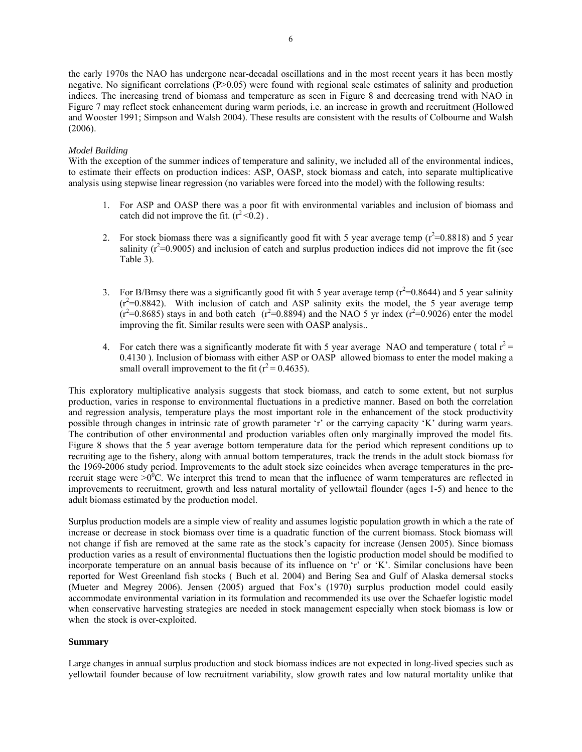the early 1970s the NAO has undergone near-decadal oscillations and in the most recent years it has been mostly negative. No significant correlations ($P>0.05$) were found with regional scale estimates of salinity and production indices. The increasing trend of biomass and temperature as seen in Figure 8 and decreasing trend with NAO in Figure 7 may reflect stock enhancement during warm periods, i.e. an increase in growth and recruitment (Hollowed and Wooster 1991; Simpson and Walsh 2004). These results are consistent with the results of Colbourne and Walsh (2006).

*Model Building*

With the exception of the summer indices of temperature and salinity, we included all of the environmental indices, to estimate their effects on production indices: ASP, OASP, stock biomass and catch, into separate multiplicative analysis using stepwise linear regression (no variables were forced into the model) with the following results:

1. For ASP and OASP there was a poor fit with environmental variables and inclusion of biomass and catch did not improve the fit. ($r^2<0.2$) .

2. For stock biomass there was a significantly good fit with 5 year average temp ($r^2=0.8818$) and 5 year salinity ($r^2=0.9005$) and inclusion of catch and surplus production indices did not improve the fit (see Table 3).

3. For B/Bmsy there was a significantly good fit with 5 year average temp ($r^2=0.8644$) and 5 year salinity ($r^2=0.8842$). With inclusion of catch and ASP salinity exits the model, the 5 year average temp ($r^2=0.8685$) stays in and both catch ($r^2=0.8894$) and the NAO 5 yr index ($r^2=0.9026$) enter the model improving the fit. Similar results were seen with OASP analysis..

4. For catch there was a significantly moderate fit with 5 year average NAO and temperature ( total $r^2 = 0.4130$ ). Inclusion of biomass with either ASP or OASP allowed biomass to enter the model making a small overall improvement to the fit ($r^2 = 0.4635$).

This exploratory multiplicative analysis suggests that stock biomass, and catch to some extent, but not surplus production, varies in response to environmental fluctuations in a predictive manner. Based on both the correlation and regression analysis, temperature plays the most important role in the enhancement of the stock productivity possible through changes in intrinsic rate of growth parameter 'r' or the carrying capacity 'K' during warm years. The contribution of other environmental and production variables often only marginally improved the model fits. Figure 8 shows that the 5 year average bottom temperature data for the period which represent conditions up to recruiting age to the fishery, along with annual bottom temperatures, track the trends in the adult stock biomass for the 1969-2006 study period. Improvements to the adult stock size coincides when average temperatures in the pre-recruit stage were $>0^0$C. We interpret this trend to mean that the influence of warm temperatures are reflected in improvements to recruitment, growth and less natural mortality of yellowtail flounder (ages 1-5) and hence to the adult biomass estimated by the production model.

Surplus production models are a simple view of reality and assumes logistic population growth in which a the rate of increase or decrease in stock biomass over time is a quadratic function of the current biomass. Stock biomass will not change if fish are removed at the same rate as the stock's capacity for increase (Jensen 2005). Since biomass production varies as a result of environmental fluctuations then the logistic production model should be modified to incorporate temperature on an annual basis because of its influence on 'r' or 'K'. Similar conclusions have been reported for West Greenland fish stocks ( Buch et al. 2004) and Bering Sea and Gulf of Alaska demersal stocks (Mueter and Megrey 2006). Jensen (2005) argued that Fox's (1970) surplus production model could easily accommodate environmental variation in its formulation and recommended its use over the Schaefer logistic model when conservative harvesting strategies are needed in stock management especially when stock biomass is low or when the stock is over-exploited.

## Summary

Large changes in annual surplus production and stock biomass indices are not expected in long-lived species such as yellowtail founder because of low recruitment variability, slow growth rates and low natural mortality unlike that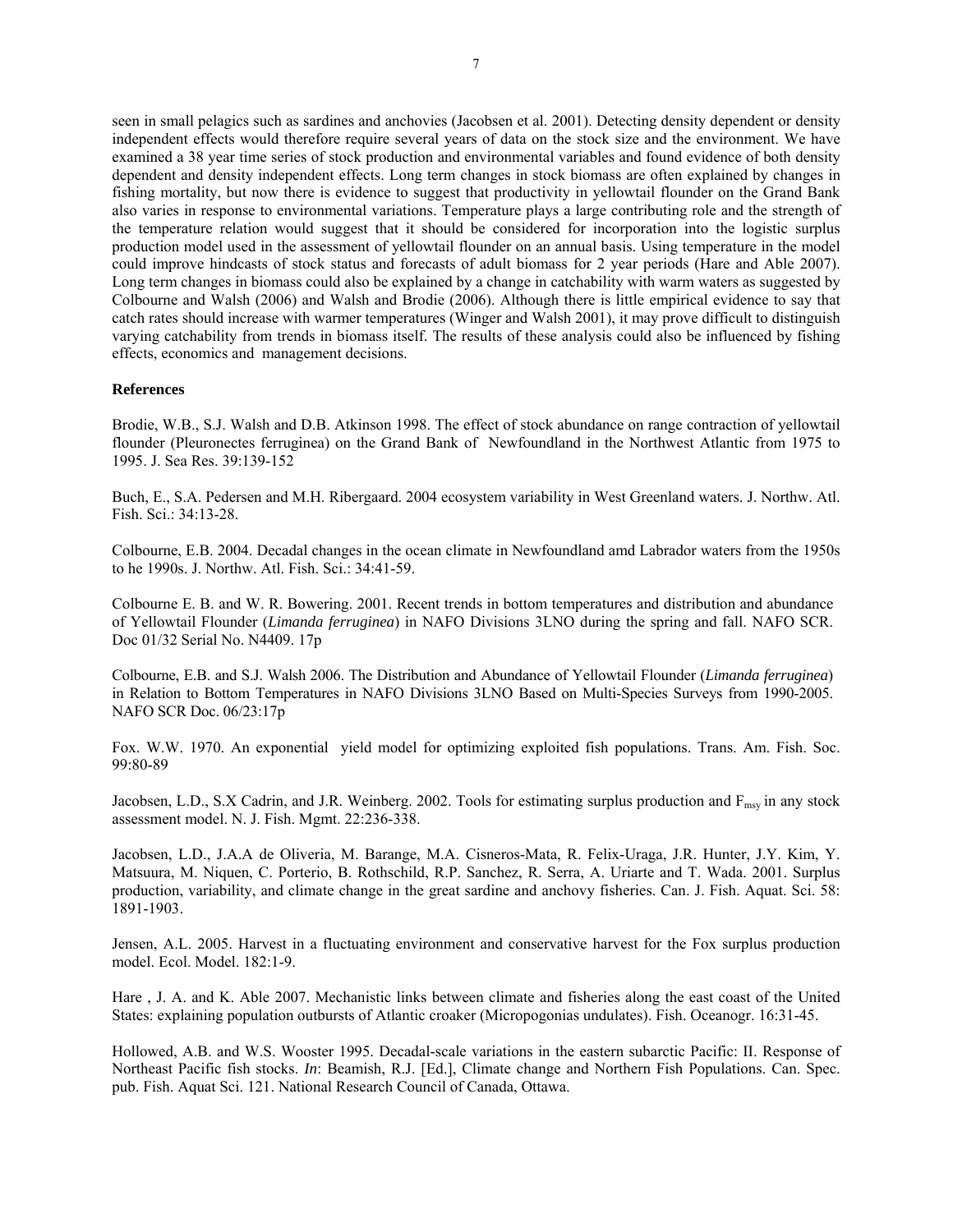seen in small pelagics such as sardines and anchovies (Jacobsen et al. 2001). Detecting density dependent or density independent effects would therefore require several years of data on the stock size and the environment. We have examined a 38 year time series of stock production and environmental variables and found evidence of both density dependent and density independent effects. Long term changes in stock biomass are often explained by changes in fishing mortality, but now there is evidence to suggest that productivity in yellowtail flounder on the Grand Bank also varies in response to environmental variations. Temperature plays a large contributing role and the strength of the temperature relation would suggest that it should be considered for incorporation into the logistic surplus production model used in the assessment of yellowtail flounder on an annual basis. Using temperature in the model could improve hindcasts of stock status and forecasts of adult biomass for 2 year periods (Hare and Able 2007). Long term changes in biomass could also be explained by a change in catchability with warm waters as suggested by Colbourne and Walsh (2006) and Walsh and Brodie (2006). Although there is little empirical evidence to say that catch rates should increase with warmer temperatures (Winger and Walsh 2001), it may prove difficult to distinguish varying catchability from trends in biomass itself. The results of these analysis could also be influenced by fishing effects, economics and management decisions.

**References**

Brodie, W.B., S.J. Walsh and D.B. Atkinson 1998. The effect of stock abundance on range contraction of yellowtail flounder (Pleuronectes ferruginea) on the Grand Bank of Newfoundland in the Northwest Atlantic from 1975 to 1995. J. Sea Res. 39:139-152

Buch, E., S.A. Pedersen and M.H. Ribergaard. 2004 ecosystem variability in West Greenland waters. J. Northw. Atl. Fish. Sci.: 34:13-28.

Colbourne, E.B. 2004. Decadal changes in the ocean climate in Newfoundland amd Labrador waters from the 1950s to he 1990s. J. Northw. Atl. Fish. Sci.: 34:41-59.

Colbourne E. B. and W. R. Bowering. 2001. Recent trends in bottom temperatures and distribution and abundance of Yellowtail Flounder (*Limanda ferruginea*) in NAFO Divisions 3LNO during the spring and fall. NAFO SCR. Doc 01/32 Serial No. N4409. 17p

Colbourne, E.B. and S.J. Walsh 2006. The Distribution and Abundance of Yellowtail Flounder (*Limanda ferruginea*) in Relation to Bottom Temperatures in NAFO Divisions 3LNO Based on Multi-Species Surveys from 1990-2005. NAFO SCR Doc. 06/23:17p

Fox. W.W. 1970. An exponential yield model for optimizing exploited fish populations. Trans. Am. Fish. Soc. 99:80-89

Jacobsen, L.D., S.X Cadrin, and J.R. Weinberg. 2002. Tools for estimating surplus production and $F_{msy}$ in any stock assessment model. N. J. Fish. Mgmt. 22:236-338.

Jacobsen, L.D., J.A.A de Oliveria, M. Barange, M.A. Cisneros-Mata, R. Felix-Uraga, J.R. Hunter, J.Y. Kim, Y. Matsuura, M. Niquen, C. Porterio, B. Rothschild, R.P. Sanchez, R. Serra, A. Uriarte and T. Wada. 2001. Surplus production, variability, and climate change in the great sardine and anchovy fisheries. Can. J. Fish. Aquat. Sci. 58: 1891-1903.

Jensen, A.L. 2005. Harvest in a fluctuating environment and conservative harvest for the Fox surplus production model. Ecol. Model. 182:1-9.

Hare , J. A. and K. Able 2007. Mechanistic links between climate and fisheries along the east coast of the United States: explaining population outbursts of Atlantic croaker (Micropogonias undulates). Fish. Oceanogr. 16:31-45.

Hollowed, A.B. and W.S. Wooster 1995. Decadal-scale variations in the eastern subarctic Pacific: II. Response of Northeast Pacific fish stocks. *In*: Beamish, R.J. [Ed.], Climate change and Northern Fish Populations. Can. Spec. pub. Fish. Aquat Sci. 121. National Research Council of Canada, Ottawa.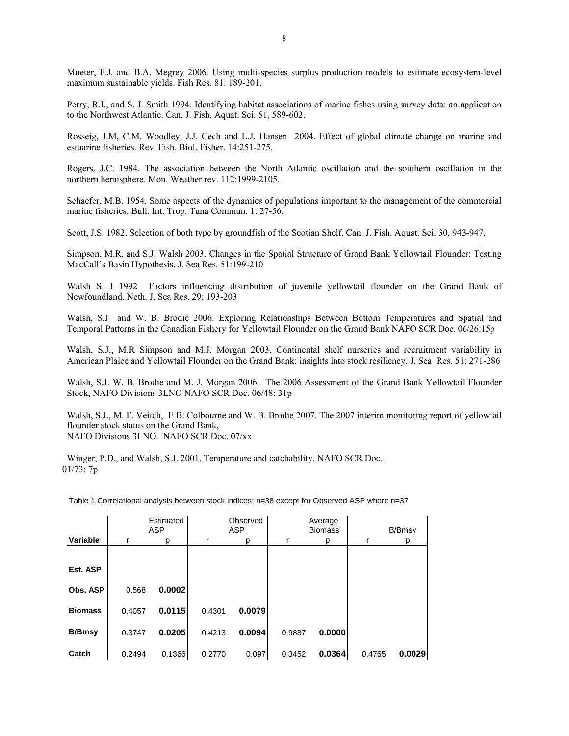Mueter, F.J. and B.A. Megrey 2006. Using multi-species surplus production models to estimate ecosystem-level maximum sustainable yields. Fish Res. 81: 189-201.

Perry, R.I., and S. J. Smith 1994. Identifying habitat associations of marine fishes using survey data: an application to the Northwest Atlantic. Can. J. Fish. Aquat. Sci. 51, 589-602.

Rosseig, J.M, C.M. Woodley, J.J. Cech and L.J. Hansen 2004. Effect of global climate change on marine and estuarine fisheries. Rev. Fish. Biol. Fisher. 14:251-275.

Rogers, J.C. 1984. The association between the North Atlantic oscillation and the southern oscillation in the northern hemisphere. Mon. Weather rev. 112:1999-2105.

Schaefer, M.B. 1954. Some aspects of the dynamics of populations important to the management of the commercial marine fisheries. Bull. Int. Trop. Tuna Commun, 1: 27-56.

Scott, J.S. 1982. Selection of both type by groundfish of the Scotian Shelf. Can. J. Fish. Aquat. Sci. 30, 943-947.

Simpson, M.R. and S.J. Walsh 2003. Changes in the Spatial Structure of Grand Bank Yellowtail Flounder: Testing MacCall's Basin Hypothesis**.** J. Sea Res. 51:199-210

Walsh S. J 1992 Factors influencing distribution of juvenile yellowtail flounder on the Grand Bank of Newfoundland. Neth. J. Sea Res. 29: 193-203

Walsh, S.J and W. B. Brodie 2006. Exploring Relationships Between Bottom Temperatures and Spatial and Temporal Patterns in the Canadian Fishery for Yellowtail Flounder on the Grand Bank NAFO SCR Doc. 06/26:15p

Walsh, S.J., M.R Simpson and M.J. Morgan 2003. Continental shelf nurseries and recruitment variability in American Plaice and Yellowtail Flounder on the Grand Bank: insights into stock resiliency. J. Sea Res. 51: 271-286

Walsh, S.J. W. B. Brodie and M. J. Morgan 2006 . The 2006 Assessment of the Grand Bank Yellowtail Flounder Stock, NAFO Divisions 3LNO NAFO SCR Doc. 06/48: 31p

Walsh, S.J., M. F. Veitch, E.B. Colbourne and W. B. Brodie 2007. The 2007 interim monitoring report of yellowtail flounder stock status on the Grand Bank,
NAFO Divisions 3LNO. NAFO SCR Doc. 07/xx

Winger, P.D., and Walsh, S.J. 2001. Temperature and catchability. NAFO SCR Doc. 01/73: 7p

Table 1 Correlational analysis between stock indices; n=38 except for Observed ASP where n=37

| | Estimated ASP | | Observed ASP | | Average Biomass | | B/Bmsy | |
|---|---|---|---|---|---|---|---|---|
| **Variable** | r | p | r | p | r | p | r | p |
| **Est. ASP** | | | | | | | | |
| **Obs. ASP** | 0.568 | **0.0002** | | | | | | |
| **Biomass** | 0.4057 | **0.0115** | 0.4301 | **0.0079** | | | | |
| **B/Bmsy** | 0.3747 | **0.0205** | 0.4213 | **0.0094** | 0.9887 | **0.0000** | | |
| **Catch** | 0.2494 | 0.1366 | 0.2770 | 0.097 | 0.3452 | **0.0364** | 0.4765 | **0.0029** |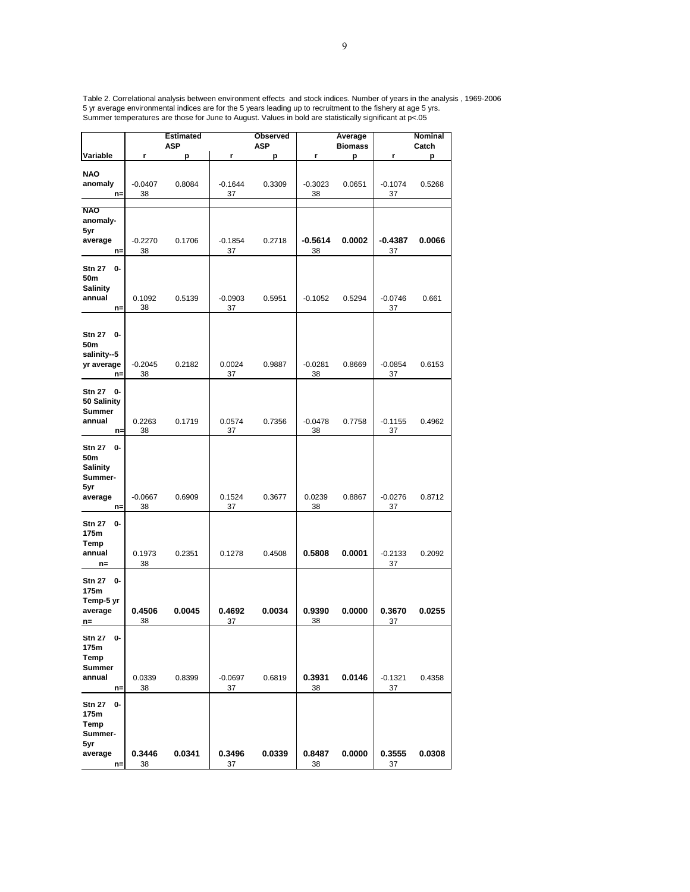Table 2. Correlational analysis between environment effects and stock indices. Number of years in the analysis , 1969-2006
5 yr average environmental indices are for the 5 years leading up to recruitment to the fishery at age 5 yrs.
Summer temperatures are those for June to August. Values in bold are statistically significant at p<.05

| | Estimated ASP | | Observed ASP | | Average Biomass | | Nominal Catch | |
|---|---|---|---|---|---|---|---|---|
| **Variable** | **r** | **p** | **r** | **p** | **r** | **p** | **r** | **p** |
| **NAO anomaly** | -0.0407 | 0.8084 | -0.1644 | 0.3309 | -0.3023 | 0.0651 | -0.1074 | 0.5268 |
| **n=** | 38 | | 37 | | 38 | | 37 | |
| **NAO anomaly-5yr average** | -0.2270 | 0.1706 | -0.1854 | 0.2718 | **-0.5614** | **0.0002** | **-0.4387** | **0.0066** |
| **n=** | 38 | | 37 | | 38 | | 37 | |
| **Stn 27 0-50m Salinity annual** | 0.1092 | 0.5139 | -0.0903 | 0.5951 | -0.1052 | 0.5294 | -0.0746 | 0.661 |
| **n=** | 38 | | 37 | | | | 37 | |
| **Stn 27 0-50m salinity--5 yr average** | -0.2045 | 0.2182 | 0.0024 | 0.9887 | -0.0281 | 0.8669 | -0.0854 | 0.6153 |
| **n=** | 38 | | 37 | | 38 | | 37 | |
| **Stn 27 0-50 Salinity Summer annual** | 0.2263 | 0.1719 | 0.0574 | 0.7356 | -0.0478 | 0.7758 | -0.1155 | 0.4962 |
| **n=** | 38 | | 37 | | 38 | | 37 | |
| **Stn 27 0-50m Salinity Summer-5yr average** | -0.0667 | 0.6909 | 0.1524 | 0.3677 | 0.0239 | 0.8867 | -0.0276 | 0.8712 |
| **n=** | 38 | | 37 | | 38 | | 37 | |
| **Stn 27 0-175m Temp annual** | 0.1973 | 0.2351 | 0.1278 | 0.4508 | **0.5808** | **0.0001** | -0.2133 | 0.2092 |
| **n=** | 38 | | | | | | 37 | |
| **Stn 27 0-175m Temp-5 yr average** | **0.4506** | **0.0045** | **0.4692** | **0.0034** | **0.9390** | **0.0000** | **0.3670** | **0.0255** |
| **n=** | 38 | | 37 | | 38 | | 37 | |
| **Stn 27 0-175m Temp Summer annual** | 0.0339 | 0.8399 | -0.0697 | 0.6819 | **0.3931** | **0.0146** | -0.1321 | 0.4358 |
| **n=** | 38 | | 37 | | 38 | | 37 | |
| **Stn 27 0-175m Temp Summer-5yr average** | **0.3446** | **0.0341** | **0.3496** | **0.0339** | **0.8487** | **0.0000** | **0.3555** | **0.0308** |
| **n=** | 38 | | 37 | | 38 | | 37 | |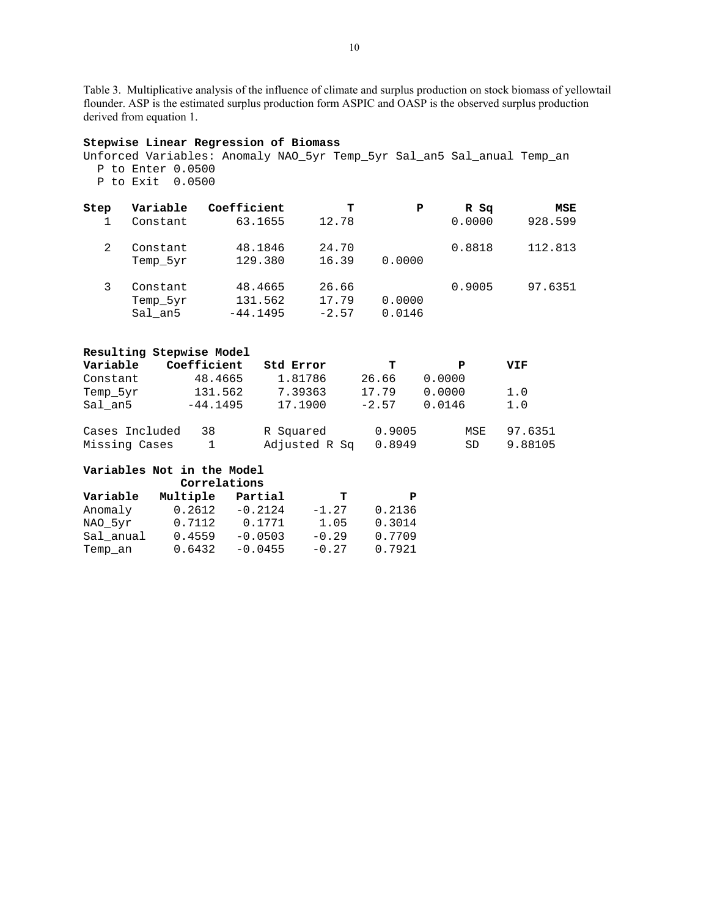Table 3. Multiplicative analysis of the influence of climate and surplus production on stock biomass of yellowtail flounder. ASP is the estimated surplus production form ASPIC and OASP is the observed surplus production derived from equation 1.

**Stepwise Linear Regression of Biomass**

Unforced Variables: Anomaly NAO_5yr Temp_5yr Sal_an5 Sal_anual Temp_an
P to Enter 0.0500
P to Exit 0.0500

| Step | Variable | Coefficient | T | P | R Sq | MSE |
|---|---|---|---|---|---|---|
| 1 | Constant | 63.1655 | 12.78 | | 0.0000 | 928.599 |
| 2 | Constant | 48.1846 | 24.70 | | 0.8818 | 112.813 |
| | Temp_5yr | 129.380 | 16.39 | 0.0000 | | |
| 3 | Constant | 48.4665 | 26.66 | | 0.9005 | 97.6351 |
| | Temp_5yr | 131.562 | 17.79 | 0.0000 | | |
| | Sal_an5 | -44.1495 | -2.57 | 0.0146 | | |

**Resulting Stepwise Model**

| Variable | Coefficient | Std Error | T | P | VIF |
|---|---|---|---|---|---|
| Constant | 48.4665 | 1.81786 | 26.66 | 0.0000 | |
| Temp_5yr | 131.562 | 7.39363 | 17.79 | 0.0000 | 1.0 |
| Sal_an5 | -44.1495 | 17.1900 | -2.57 | 0.0146 | 1.0 |

| | | | | | |
|---|---|---|---|---|---|
| Cases Included | 38 | R Squared | 0.9005 | MSE | 97.6351 |
| Missing Cases | 1 | Adjusted R Sq | 0.8949 | SD | 9.88105 |

**Variables Not in the Model**

| Variable | Multiple Correlations | Partial Correlations | T | P |
|---|---|---|---|---|
| Anomaly | 0.2612 | -0.2124 | -1.27 | 0.2136 |
| NAO_5yr | 0.7112 | 0.1771 | 1.05 | 0.3014 |
| Sal_anual | 0.4559 | -0.0503 | -0.29 | 0.7709 |
| Temp_an | 0.6432 | -0.0455 | -0.27 | 0.7921 |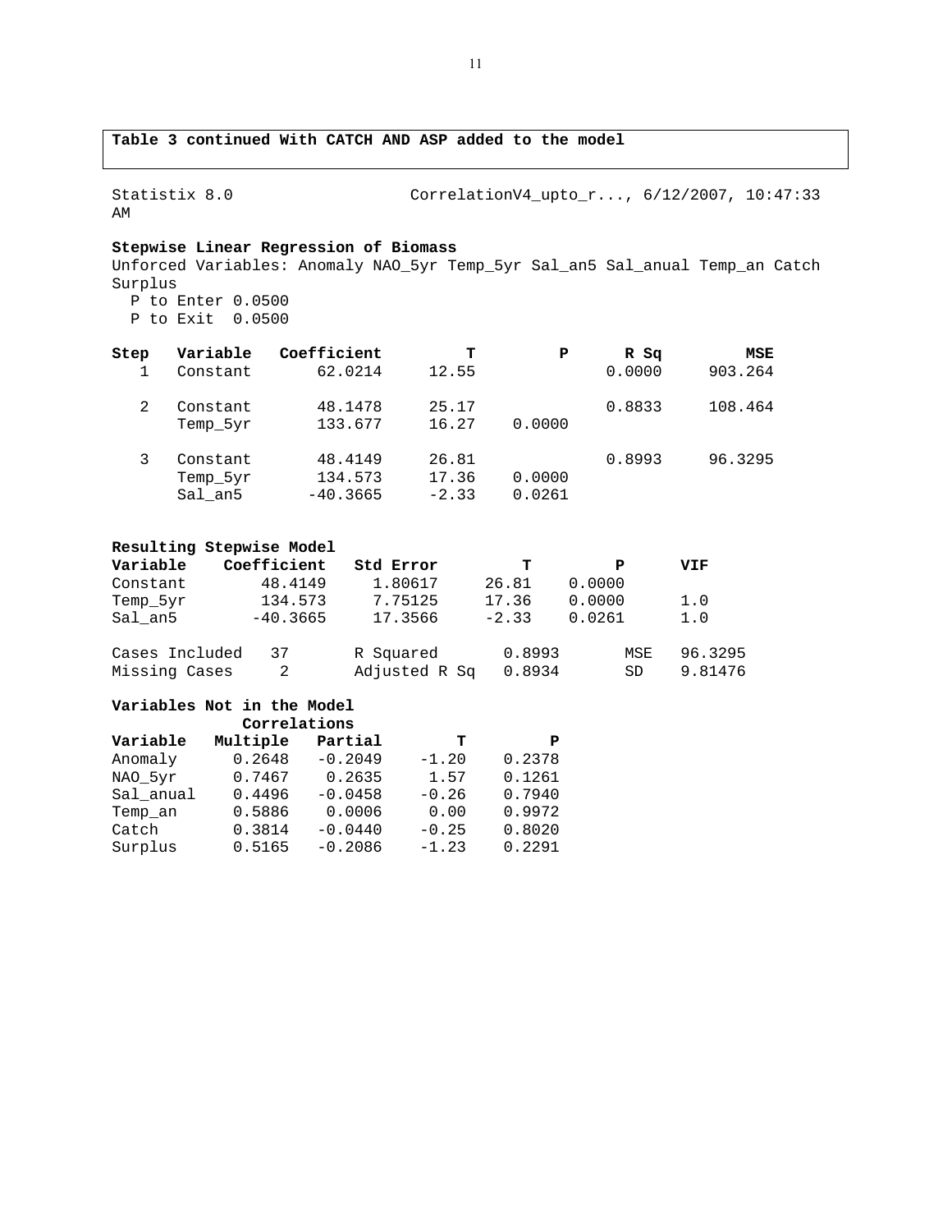**Table 3 continued With CATCH AND ASP added to the model**

Statistix 8.0 CorrelationV4_upto_r..., 6/12/2007, 10:47:33 AM

**Stepwise Linear Regression of Biomass**

Unforced Variables: Anomaly NAO_5yr Temp_5yr Sal_an5 Sal_anual Temp_an Catch Surplus

P to Enter 0.0500
P to Exit 0.0500

| Step | Variable | Coefficient | T | P | R Sq | MSE |
|---|---|---|---|---|---|---|
| 1 | Constant | 62.0214 | 12.55 | | 0.0000 | 903.264 |
| 2 | Constant | 48.1478 | 25.17 | | 0.8833 | 108.464 |
| | Temp_5yr | 133.677 | 16.27 | 0.0000 | | |
| 3 | Constant | 48.4149 | 26.81 | | 0.8993 | 96.3295 |
| | Temp_5yr | 134.573 | 17.36 | 0.0000 | | |
| | Sal_an5 | -40.3665 | -2.33 | 0.0261 | | |

**Resulting Stepwise Model**

| Variable | Coefficient | Std Error | T | P | VIF |
|---|---|---|---|---|---|
| Constant | 48.4149 | 1.80617 | 26.81 | 0.0000 | |
| Temp_5yr | 134.573 | 7.75125 | 17.36 | 0.0000 | 1.0 |
| Sal_an5 | -40.3665 | 17.3566 | -2.33 | 0.0261 | 1.0 |

| | | | | | |
|---|---|---|---|---|---|
| Cases Included | 37 | R Squared | 0.8993 | MSE | 96.3295 |
| Missing Cases | 2 | Adjusted R Sq | 0.8934 | SD | 9.81476 |

**Variables Not in the Model**

| | Correlations | | | |
|---|---|---|---|---|
| Variable | Multiple | Partial | T | P |
| Anomaly | 0.2648 | -0.2049 | -1.20 | 0.2378 |
| NAO_5yr | 0.7467 | 0.2635 | 1.57 | 0.1261 |
| Sal_anual | 0.4496 | -0.0458 | -0.26 | 0.7940 |
| Temp_an | 0.5886 | 0.0006 | 0.00 | 0.9972 |
| Catch | 0.3814 | -0.0440 | -0.25 | 0.8020 |
| Surplus | 0.5165 | -0.2086 | -1.23 | 0.2291 |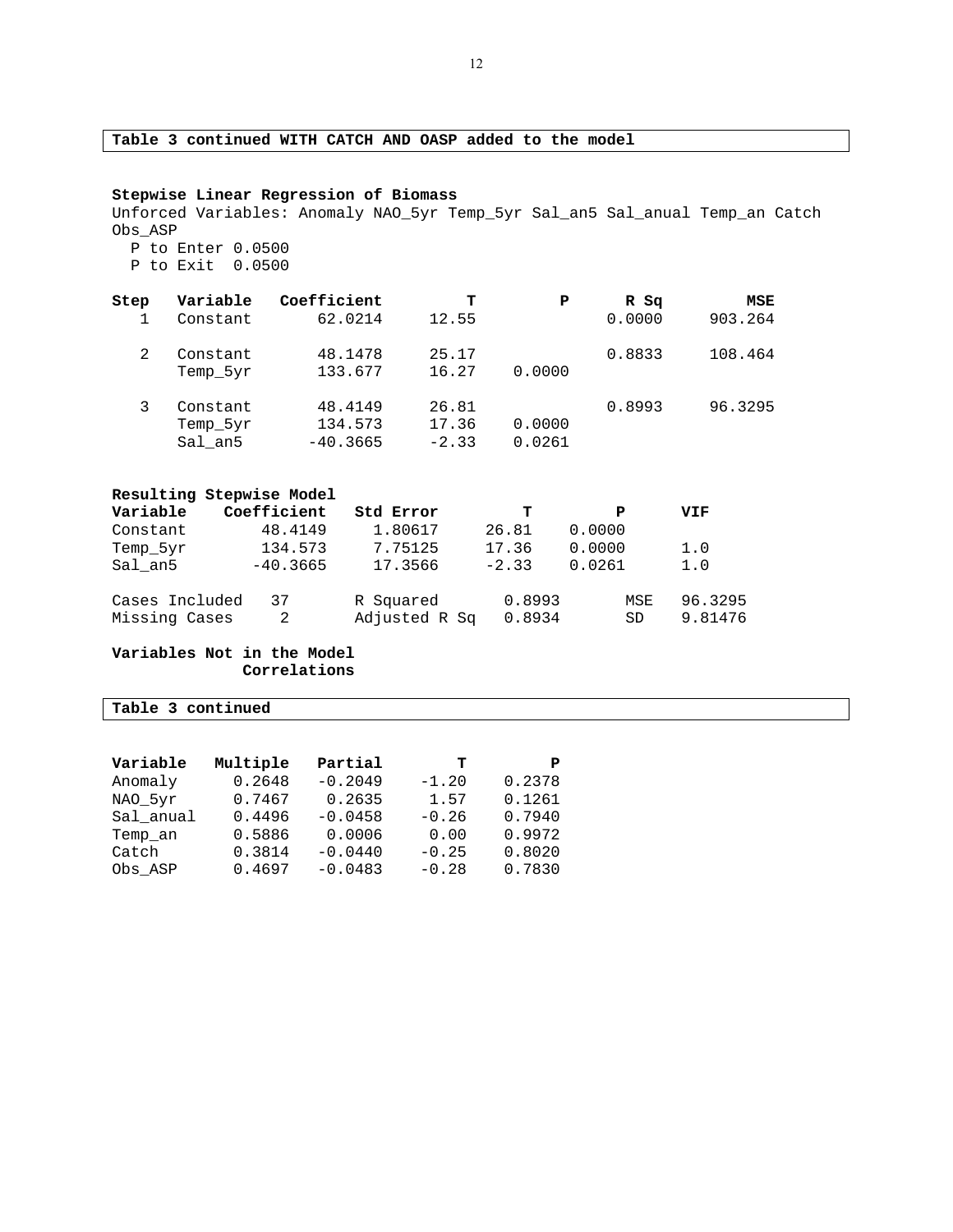**Table 3 continued WITH CATCH AND OASP added to the model**

**Stepwise Linear Regression of Biomass**

Unforced Variables: Anomaly NAO_5yr Temp_5yr Sal_an5 Sal_anual Temp_an Catch Obs_ASP

P to Enter 0.0500

P to Exit 0.0500

| Step | Variable | Coefficient | T | P | R Sq | MSE |
|---|---|---|---|---|---|---|
| 1 | Constant | 62.0214 | 12.55 | | 0.0000 | 903.264 |
| 2 | Constant | 48.1478 | 25.17 | | 0.8833 | 108.464 |
| | Temp_5yr | 133.677 | 16.27 | 0.0000 | | |
| 3 | Constant | 48.4149 | 26.81 | | 0.8993 | 96.3295 |
| | Temp_5yr | 134.573 | 17.36 | 0.0000 | | |
| | Sal_an5 | -40.3665 | -2.33 | 0.0261 | | |

**Resulting Stepwise Model**

| Variable | Coefficient | Std Error | T | P | VIF |
|---|---|---|---|---|---|
| Constant | 48.4149 | 1.80617 | 26.81 | 0.0000 | |
| Temp_5yr | 134.573 | 7.75125 | 17.36 | 0.0000 | 1.0 |
| Sal_an5 | -40.3665 | 17.3566 | -2.33 | 0.0261 | 1.0 |

| | | | | | |
|---|---|---|---|---|---|
| Cases Included | 37 | R Squared | 0.8993 | MSE | 96.3295 |
| Missing Cases | 2 | Adjusted R Sq | 0.8934 | SD | 9.81476 |

**Variables Not in the Model**
**Correlations**

**Table 3 continued**

| Variable | Multiple | Partial | T | P |
|---|---|---|---|---|
| Anomaly | 0.2648 | -0.2049 | -1.20 | 0.2378 |
| NAO_5yr | 0.7467 | 0.2635 | 1.57 | 0.1261 |
| Sal_anual | 0.4496 | -0.0458 | -0.26 | 0.7940 |
| Temp_an | 0.5886 | 0.0006 | 0.00 | 0.9972 |
| Catch | 0.3814 | -0.0440 | -0.25 | 0.8020 |
| Obs_ASP | 0.4697 | -0.0483 | -0.28 | 0.7830 |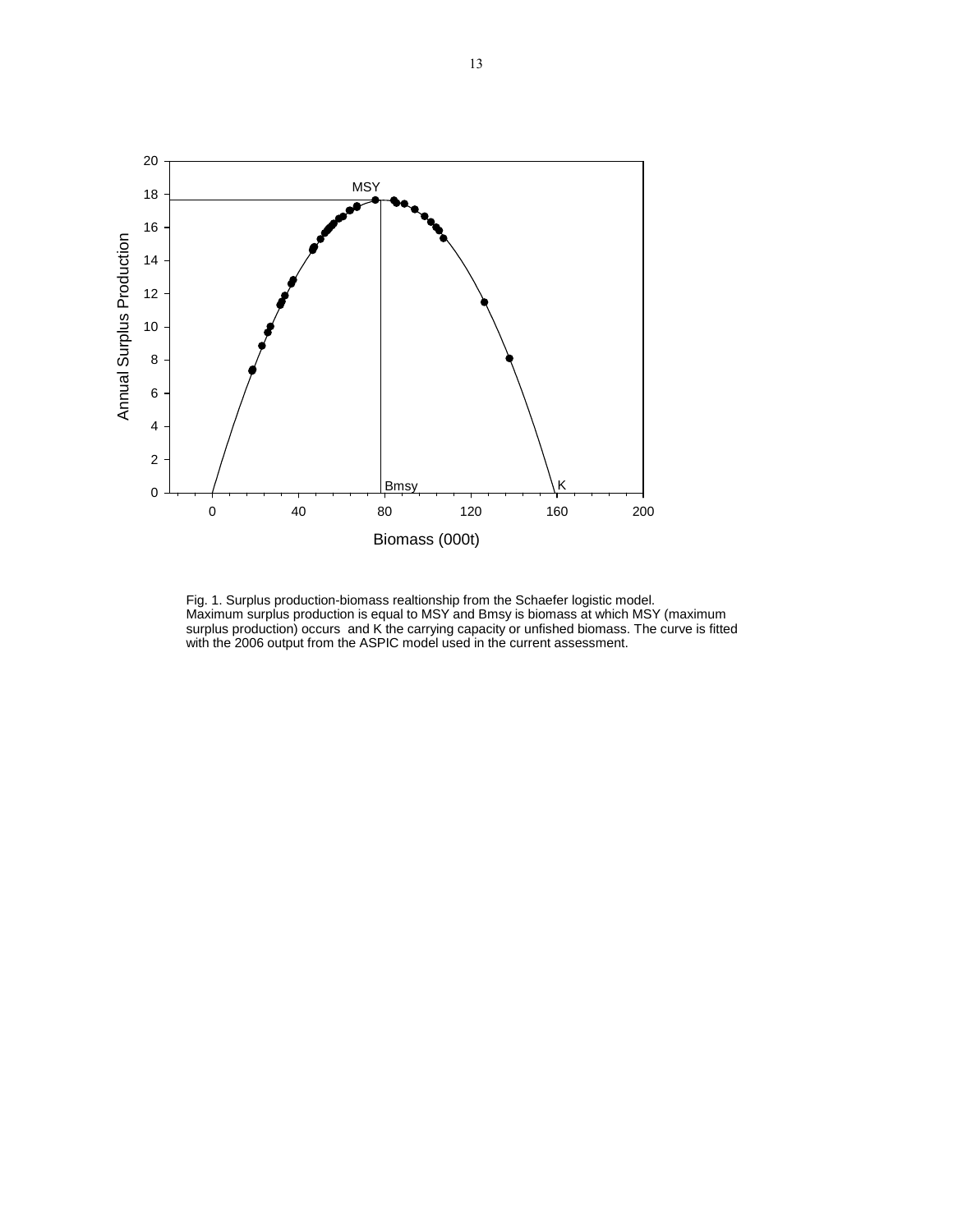Fig. 1. Surplus production-biomass realtionship from the Schaefer logistic model. Maximum surplus production is equal to MSY and Bmsy is biomass at which MSY (maximum surplus production) occurs and K the carrying capacity or unfished biomass. The curve is fitted with the 2006 output from the ASPIC model used in the current assessment.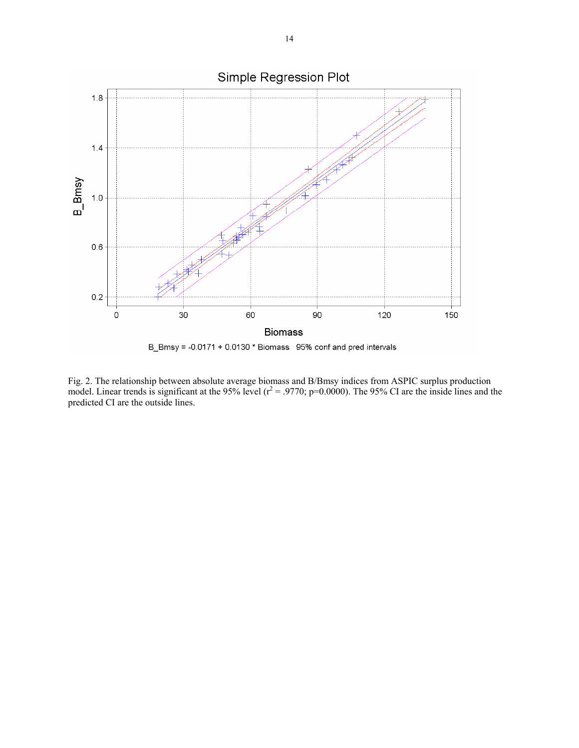Simple Regression Plot

B_Bmsy = -0.0171 + 0.0130 * Biomass 95% conf and pred intervals

Fig. 2. The relationship between absolute average biomass and B/Bmsy indices from ASPIC surplus production model. Linear trends is significant at the 95% level ($r^2 = .9770$; p=0.0000). The 95% CI are the inside lines and the predicted CI are the outside lines.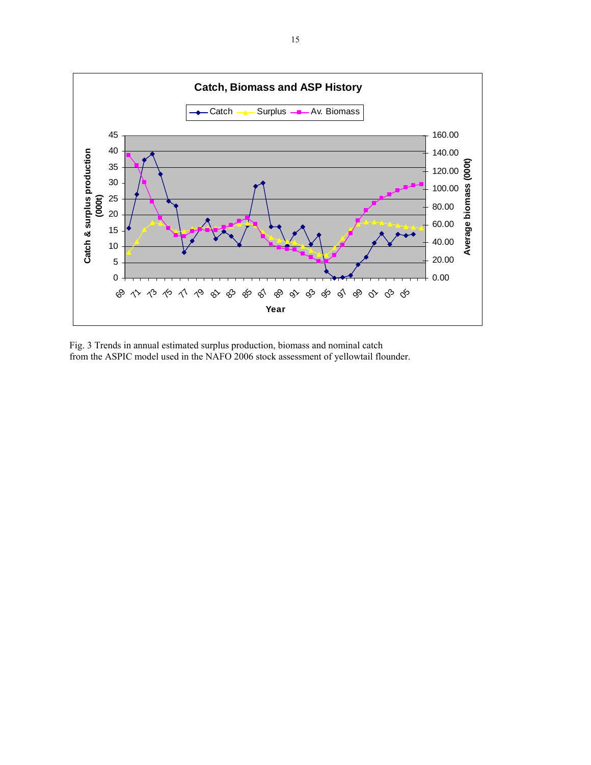Fig. 3 Trends in annual estimated surplus production, biomass and nominal catch from the ASPIC model used in the NAFO 2006 stock assessment of yellowtail flounder.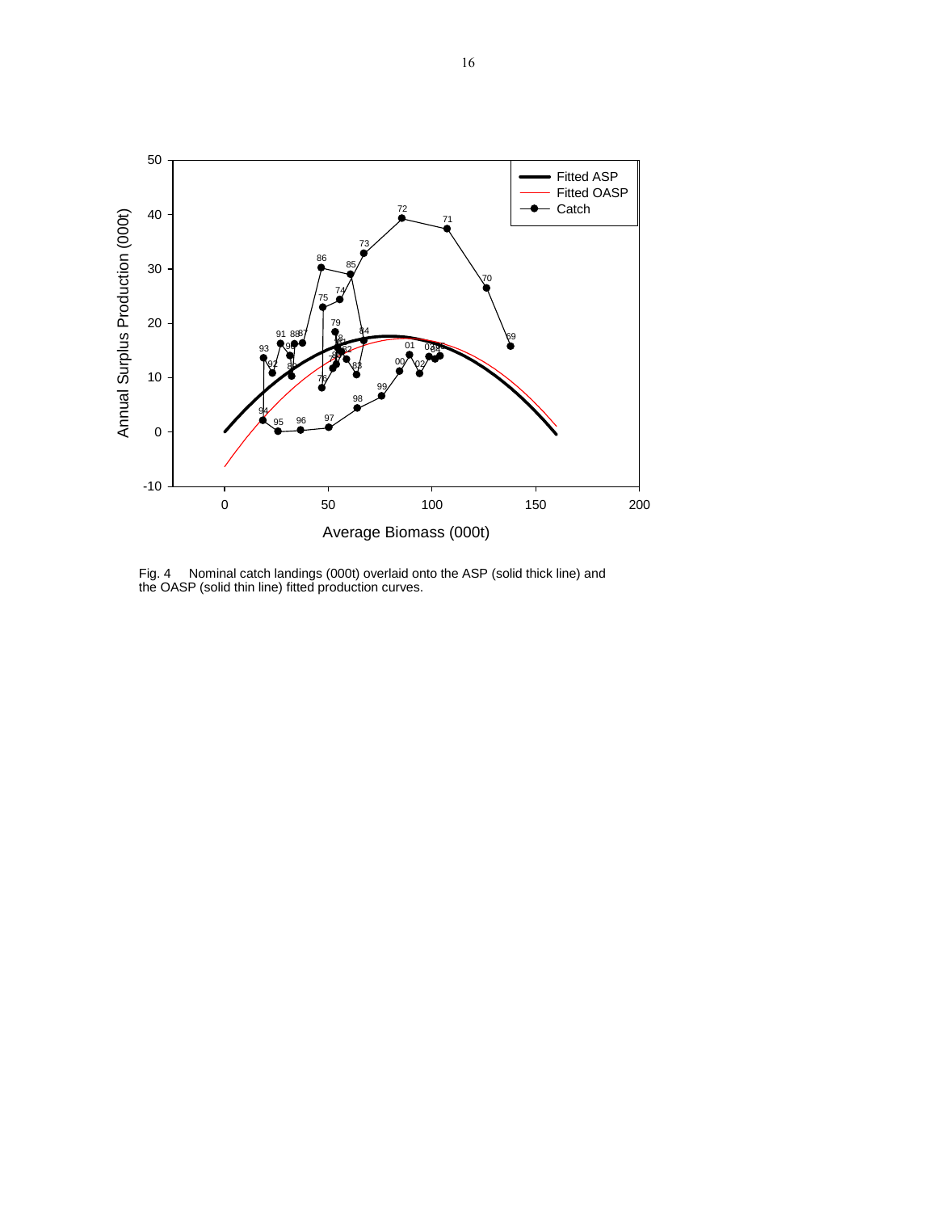Fig. 4 Nominal catch landings (000t) overlaid onto the ASP (solid thick line) and the OASP (solid thin line) fitted production curves.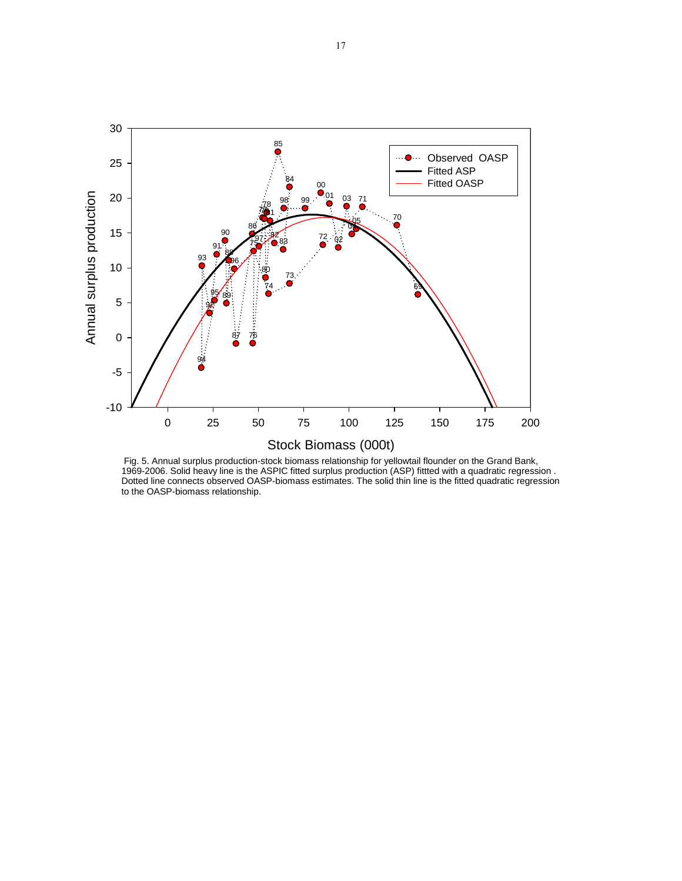Fig. 5. Annual surplus production-stock biomass relationship for yellowtail flounder on the Grand Bank, 1969-2006. Solid heavy line is the ASPIC fitted surplus production (ASP) fittted with a quadratic regression . Dotted line connects observed OASP-biomass estimates. The solid thin line is the fitted quadratic regression to the OASP-biomass relationship.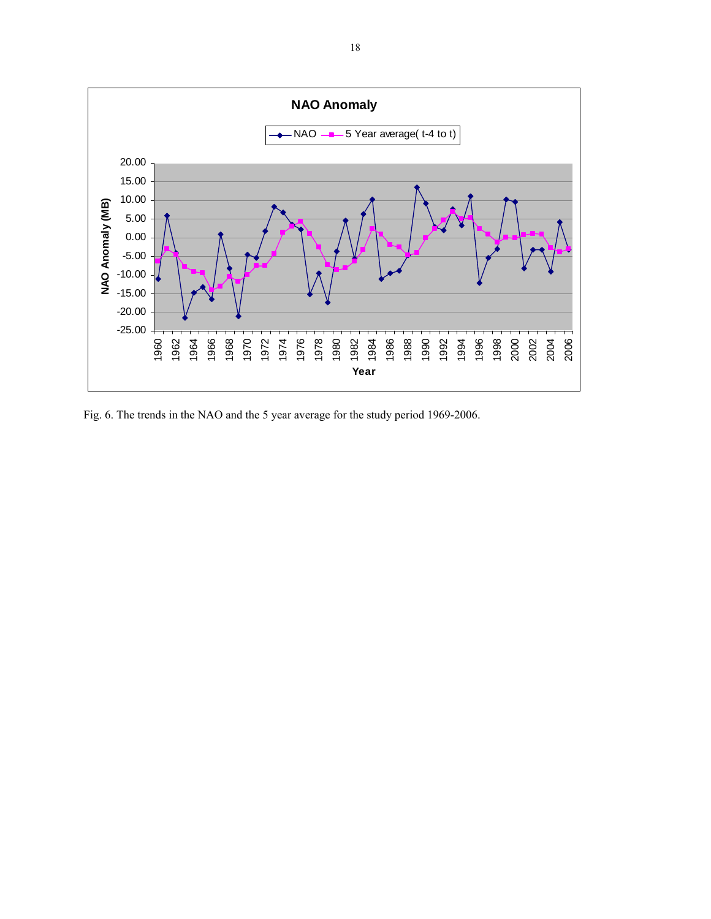Fig. 6. The trends in the NAO and the 5 year average for the study period 1969-2006.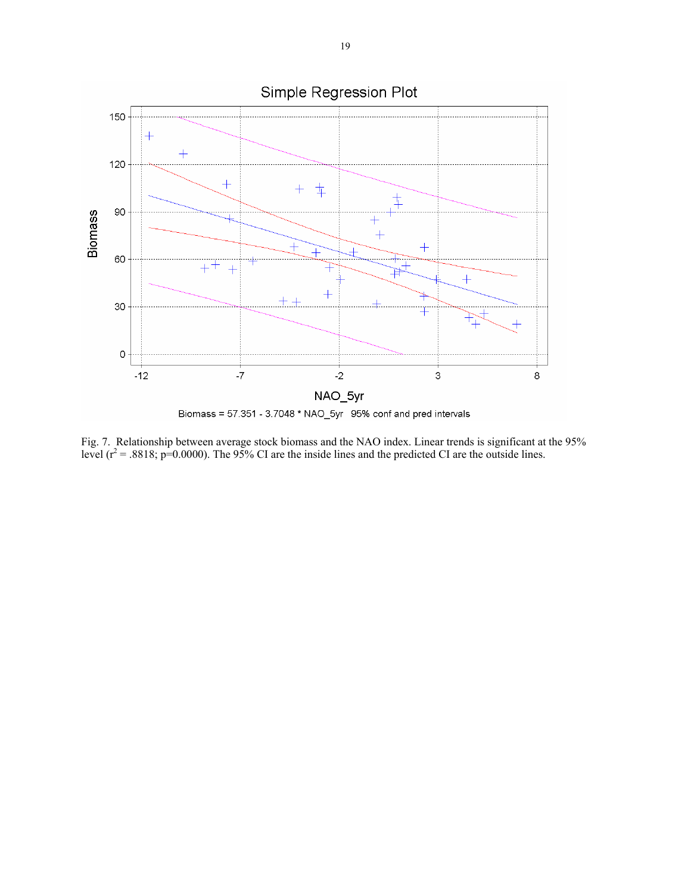Fig. 7. Relationship between average stock biomass and the NAO index. Linear trends is significant at the 95% level ($r^2 = .8818$; p=0.0000). The 95% CI are the inside lines and the predicted CI are the outside lines.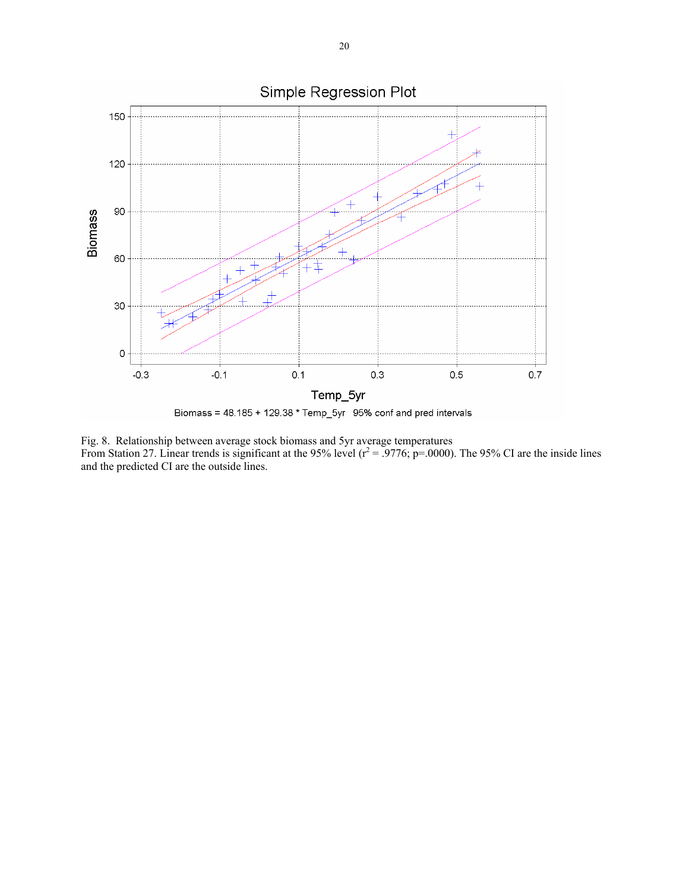Simple Regression Plot

Biomass = 48.185 + 129.38 * Temp_5yr   95% conf and pred intervals

Fig. 8. Relationship between average stock biomass and 5yr average temperatures From Station 27. Linear trends is significant at the 95% level ($r^2 = .9776$; p=.0000). The 95% CI are the inside lines and the predicted CI are the outside lines.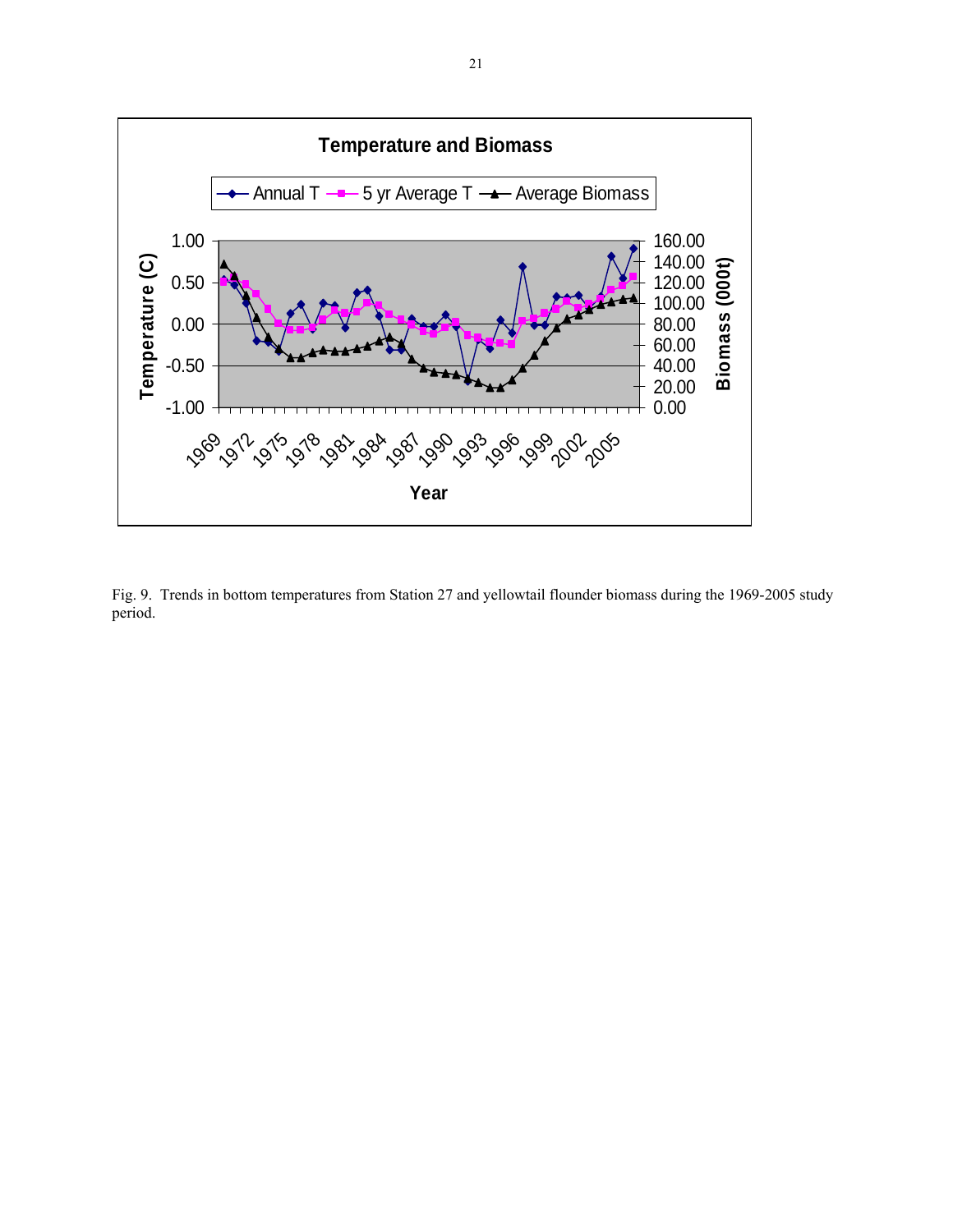Temperature and Biomass

Annual T
5 yr Average T
Average Biomass

Temperature (C)

1.00
0.50
0.00
-0.50
-1.00

Biomass (000t)

160.00
140.00
120.00
100.00
80.00
60.00
40.00
20.00
0.00

1969
1972
1975
1978
1981
1984
1987
1990
1993
1996
1999
2002
2005

Year

Fig. 9. Trends in bottom temperatures from Station 27 and yellowtail flounder biomass during the 1969-2005 study period.